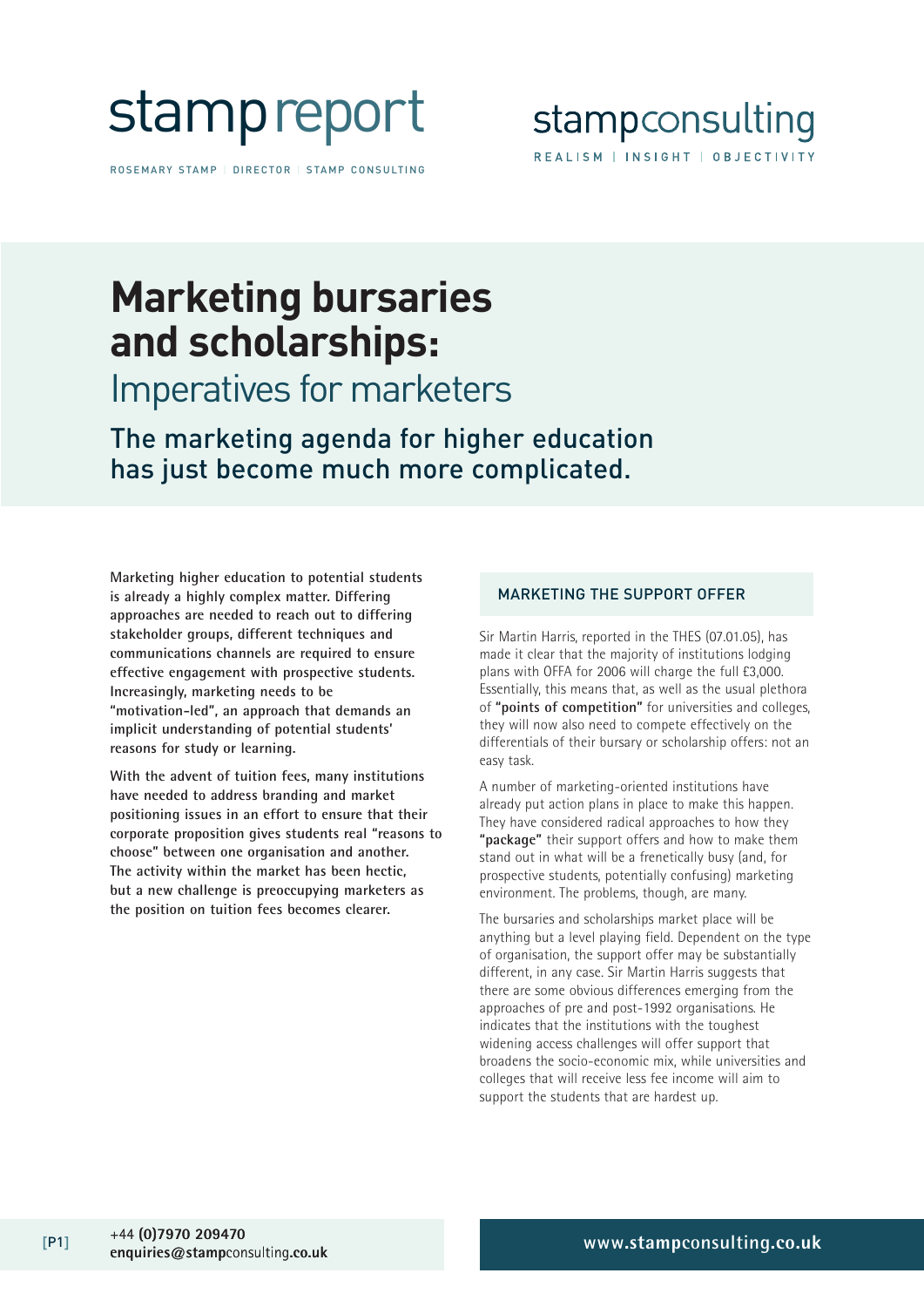# stamp report

ROSEMARY STAMP | DIRECTOR | STAMP CONSULTING

stampconsulting

REALISM | INSIGHT | OBJECTIVITY

# Marketing bursaries and scholarships:

## Imperatives for marketers

### The marketing agenda for higher education has just become much more complicated.

**Marketing higher education to potential students is already a highly complex matter. Differing approaches are needed to reach out to differing stakeholder groups, different techniques and communications channels are required to ensure effective engagement with prospective students. Increasingly, marketing needs to be "motivation-led", an approach that demands an implicit understanding of potential students' reasons for study or learning.**

**With the advent of tuition fees, many institutions have needed to address branding and market positioning issues in an effort to ensure that their corporate proposition gives students real "reasons to choose" between one organisation and another. The activity within the market has been hectic, but a new challenge is preoccupying marketers as the position on tuition fees becomes clearer.**

## MARKETING THE SUPPORT OFFER

Sir Martin Harris, reported in the THES (07.01.05), has made it clear that the majority of institutions lodging plans with OFFA for 2006 will charge the full £3,000. Essentially, this means that, as well as the usual plethora of **"points of competition"** for universities and colleges, they will now also need to compete effectively on the differentials of their bursary or scholarship offers: not an easy task.

A number of marketing-oriented institutions have already put action plans in place to make this happen. They have considered radical approaches to how they **"package"** their support offers and how to make them stand out in what will be a frenetically busy (and, for prospective students, potentially confusing) marketing environment. The problems, though, are many.

The bursaries and scholarships market place will be anything but a level playing field. Dependent on the type of organisation, the support offer may be substantially different, in any case. Sir Martin Harris suggests that there are some obvious differences emerging from the approaches of pre and post-1992 organisations. He indicates that the institutions with the toughest widening access challenges will offer support that broadens the socio-economic mix, while universities and colleges that will receive less fee income will aim to support the students that are hardest up.

+44 (0)7970 209470
enquiries@stampconsulting.co.uk

www.stampconsulting.co.uk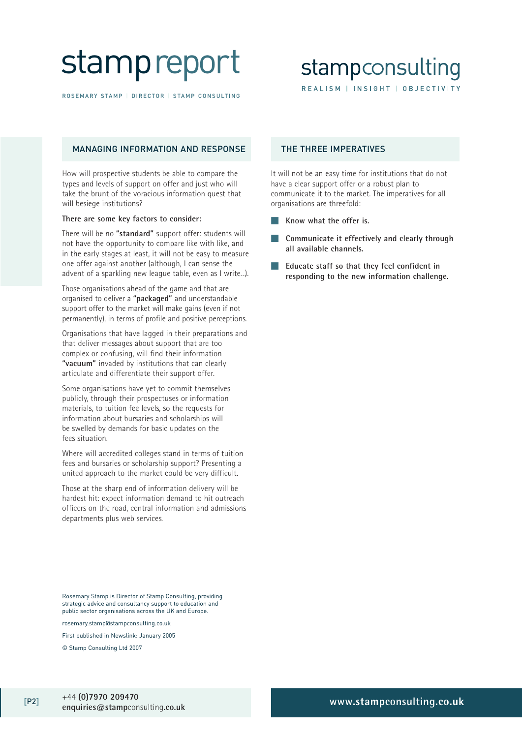# stamp report

ROSEMARY STAMP | DIRECTOR | STAMP CONSULTING

stampconsulting

REALISM | INSIGHT | OBJECTIVITY

## MANAGING INFORMATION AND RESPONSE

How will prospective students be able to compare the types and levels of support on offer and just who will take the brunt of the voracious information quest that will besiege institutions?

**There are some key factors to consider:**

There will be no **"standard"** support offer: students will not have the opportunity to compare like with like, and in the early stages at least, it will not be easy to measure one offer against another (although, I can sense the advent of a sparkling new league table, even as I write...).

Those organisations ahead of the game and that are organised to deliver a **"packaged"** and understandable support offer to the market will make gains (even if not permanently), in terms of profile and positive perceptions.

Organisations that have lagged in their preparations and that deliver messages about support that are too complex or confusing, will find their information **"vacuum"** invaded by institutions that can clearly articulate and differentiate their support offer.

Some organisations have yet to commit themselves publicly, through their prospectuses or information materials, to tuition fee levels, so the requests for information about bursaries and scholarships will be swelled by demands for basic updates on the fees situation.

Where will accredited colleges stand in terms of tuition fees and bursaries or scholarship support? Presenting a united approach to the market could be very difficult.

Those at the sharp end of information delivery will be hardest hit: expect information demand to hit outreach officers on the road, central information and admissions departments plus web services.

## THE THREE IMPERATIVES

It will not be an easy time for institutions that do not have a clear support offer or a robust plan to communicate it to the market. The imperatives for all organisations are threefold:

- **Know what the offer is.**
- **Communicate it effectively and clearly through all available channels.**
- **Educate staff so that they feel confident in responding to the new information challenge.**

Rosemary Stamp is Director of Stamp Consulting, providing strategic advice and consultancy support to education and public sector organisations across the UK and Europe.

rosemary.stamp@stampconsulting.co.uk

First published in Newslink: January 2005

© Stamp Consulting Ltd 2007

+44 (0)7970 209470
enquiries@stampconsulting.co.uk

www.stampconsulting.co.uk